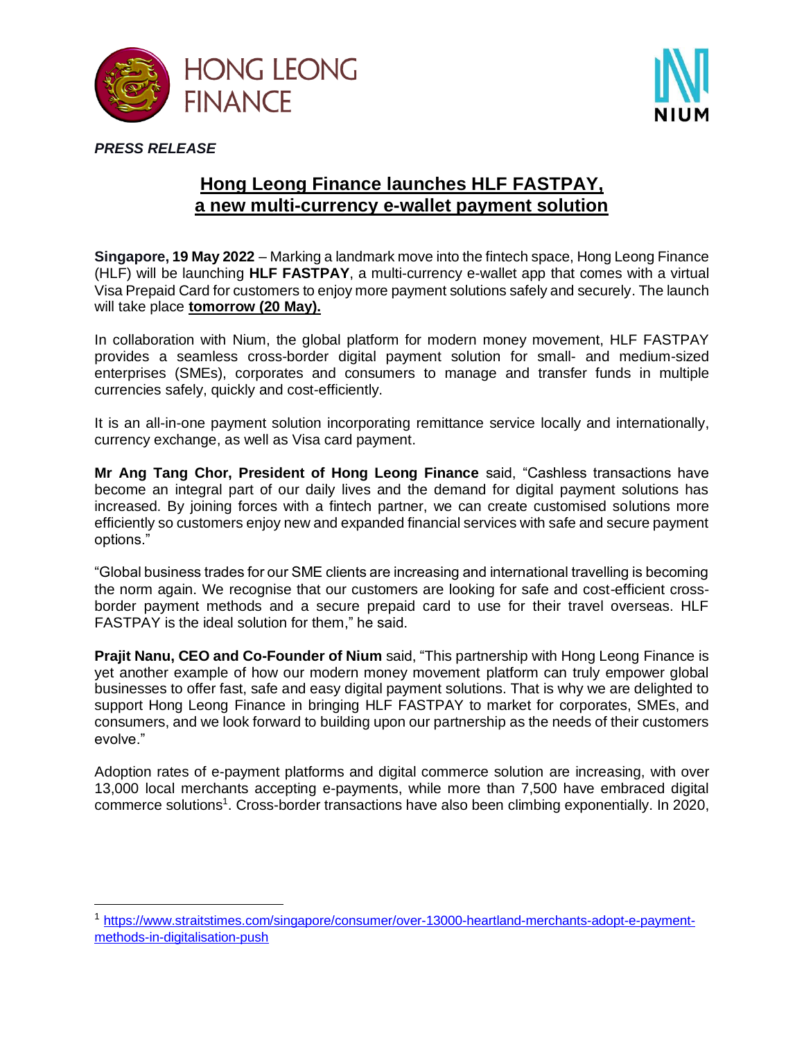*PRESS RELEASE*

# Hong Leong Finance launches HLF FASTPAY, a new multi-currency e-wallet payment solution

**Singapore, 19 May 2022** – Marking a landmark move into the fintech space, Hong Leong Finance (HLF) will be launching **HLF FASTPAY**, a multi-currency e-wallet app that comes with a virtual Visa Prepaid Card for customers to enjoy more payment solutions safely and securely. The launch will take place **tomorrow (20 May).**

In collaboration with Nium, the global platform for modern money movement, HLF FASTPAY provides a seamless cross-border digital payment solution for small- and medium-sized enterprises (SMEs), corporates and consumers to manage and transfer funds in multiple currencies safely, quickly and cost-efficiently.

It is an all-in-one payment solution incorporating remittance service locally and internationally, currency exchange, as well as Visa card payment.

**Mr Ang Tang Chor, President of Hong Leong Finance** said, "Cashless transactions have become an integral part of our daily lives and the demand for digital payment solutions has increased. By joining forces with a fintech partner, we can create customised solutions more efficiently so customers enjoy new and expanded financial services with safe and secure payment options."

"Global business trades for our SME clients are increasing and international travelling is becoming the norm again. We recognise that our customers are looking for safe and cost-efficient cross-border payment methods and a secure prepaid card to use for their travel overseas. HLF FASTPAY is the ideal solution for them," he said.

**Prajit Nanu, CEO and Co-Founder of Nium** said, "This partnership with Hong Leong Finance is yet another example of how our modern money movement platform can truly empower global businesses to offer fast, safe and easy digital payment solutions. That is why we are delighted to support Hong Leong Finance in bringing HLF FASTPAY to market for corporates, SMEs, and consumers, and we look forward to building upon our partnership as the needs of their customers evolve."

Adoption rates of e-payment platforms and digital commerce solution are increasing, with over 13,000 local merchants accepting e-payments, while more than 7,500 have embraced digital commerce solutions[1]. Cross-border transactions have also been climbing exponentially. In 2020,

---

[1] https://www.straitstimes.com/singapore/consumer/over-13000-heartland-merchants-adopt-e-payment-methods-in-digitalisation-push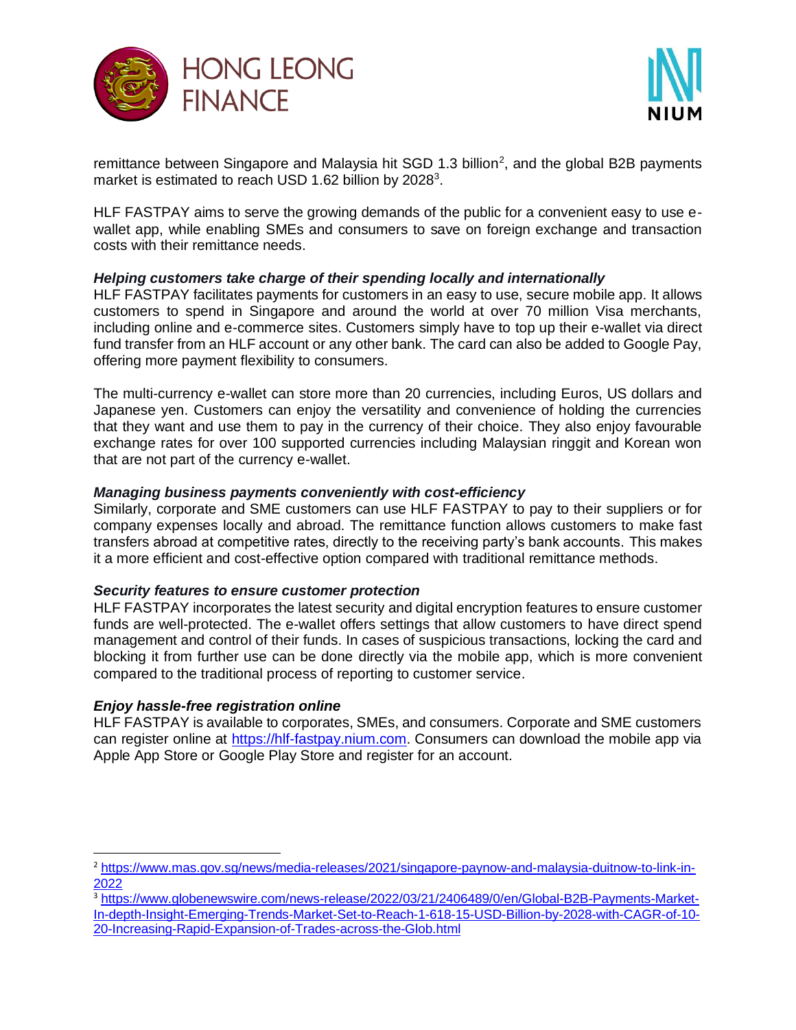remittance between Singapore and Malaysia hit SGD 1.3 billion[2], and the global B2B payments market is estimated to reach USD 1.62 billion by 2028[3].

HLF FASTPAY aims to serve the growing demands of the public for a convenient easy to use e-wallet app, while enabling SMEs and consumers to save on foreign exchange and transaction costs with their remittance needs.

***Helping customers take charge of their spending locally and internationally***

HLF FASTPAY facilitates payments for customers in an easy to use, secure mobile app. It allows customers to spend in Singapore and around the world at over 70 million Visa merchants, including online and e-commerce sites. Customers simply have to top up their e-wallet via direct fund transfer from an HLF account or any other bank. The card can also be added to Google Pay, offering more payment flexibility to consumers.

The multi-currency e-wallet can store more than 20 currencies, including Euros, US dollars and Japanese yen. Customers can enjoy the versatility and convenience of holding the currencies that they want and use them to pay in the currency of their choice. They also enjoy favourable exchange rates for over 100 supported currencies including Malaysian ringgit and Korean won that are not part of the currency e-wallet.

***Managing business payments conveniently with cost-efficiency***

Similarly, corporate and SME customers can use HLF FASTPAY to pay to their suppliers or for company expenses locally and abroad. The remittance function allows customers to make fast transfers abroad at competitive rates, directly to the receiving party's bank accounts. This makes it a more efficient and cost-effective option compared with traditional remittance methods.

***Security features to ensure customer protection***

HLF FASTPAY incorporates the latest security and digital encryption features to ensure customer funds are well-protected. The e-wallet offers settings that allow customers to have direct spend management and control of their funds. In cases of suspicious transactions, locking the card and blocking it from further use can be done directly via the mobile app, which is more convenient compared to the traditional process of reporting to customer service.

***Enjoy hassle-free registration online***

HLF FASTPAY is available to corporates, SMEs, and consumers. Corporate and SME customers can register online at https://hlf-fastpay.nium.com. Consumers can download the mobile app via Apple App Store or Google Play Store and register for an account.

---

[2] https://www.mas.gov.sg/news/media-releases/2021/singapore-paynow-and-malaysia-duitnow-to-link-in-2022

[3] https://www.globenewswire.com/news-release/2022/03/21/2406489/0/en/Global-B2B-Payments-Market-In-depth-Insight-Emerging-Trends-Market-Set-to-Reach-1-618-15-USD-Billion-by-2028-with-CAGR-of-10-20-Increasing-Rapid-Expansion-of-Trades-across-the-Glob.html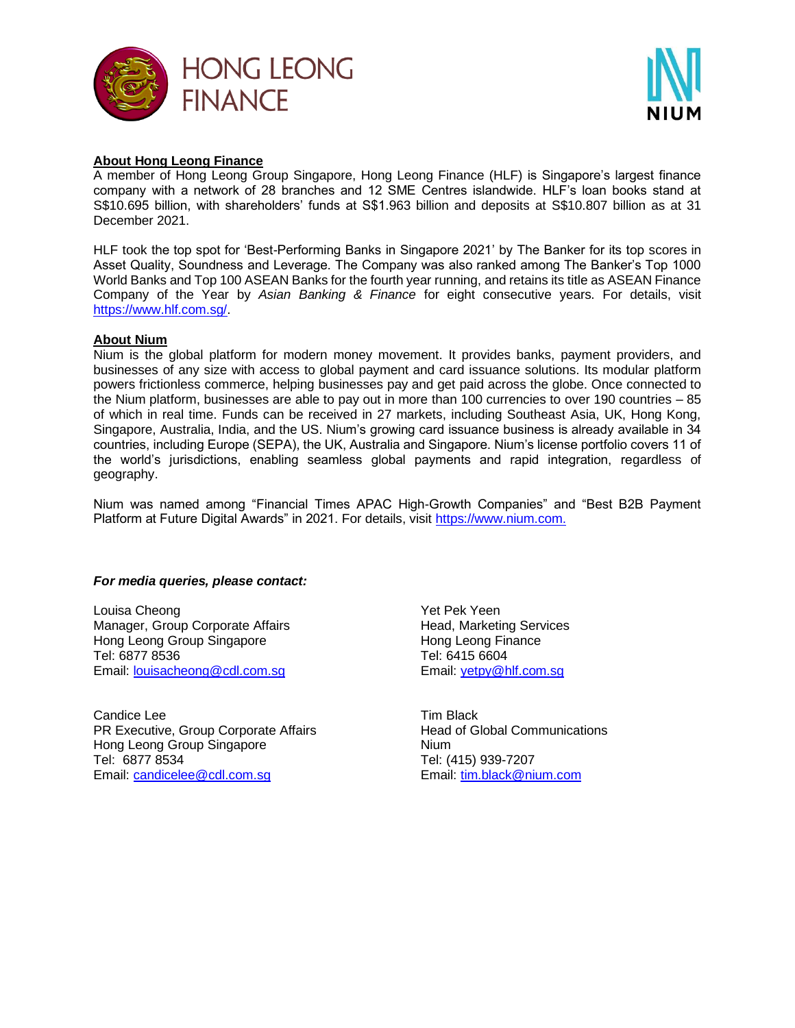**About Hong Leong Finance**
A member of Hong Leong Group Singapore, Hong Leong Finance (HLF) is Singapore's largest finance company with a network of 28 branches and 12 SME Centres islandwide. HLF's loan books stand at S$10.695 billion, with shareholders' funds at S$1.963 billion and deposits at S$10.807 billion as at 31 December 2021.

HLF took the top spot for 'Best-Performing Banks in Singapore 2021' by The Banker for its top scores in Asset Quality, Soundness and Leverage. The Company was also ranked among The Banker's Top 1000 World Banks and Top 100 ASEAN Banks for the fourth year running, and retains its title as ASEAN Finance Company of the Year by *Asian Banking & Finance* for eight consecutive years. For details, visit https://www.hlf.com.sg/.

**About Nium**
Nium is the global platform for modern money movement. It provides banks, payment providers, and businesses of any size with access to global payment and card issuance solutions. Its modular platform powers frictionless commerce, helping businesses pay and get paid across the globe. Once connected to the Nium platform, businesses are able to pay out in more than 100 currencies to over 190 countries – 85 of which in real time. Funds can be received in 27 markets, including Southeast Asia, UK, Hong Kong, Singapore, Australia, India, and the US. Nium's growing card issuance business is already available in 34 countries, including Europe (SEPA), the UK, Australia and Singapore. Nium's license portfolio covers 11 of the world's jurisdictions, enabling seamless global payments and rapid integration, regardless of geography.

Nium was named among "Financial Times APAC High-Growth Companies" and "Best B2B Payment Platform at Future Digital Awards" in 2021. For details, visit https://www.nium.com.

***For media queries, please contact:***

Louisa Cheong
Manager, Group Corporate Affairs
Hong Leong Group Singapore
Tel: 6877 8536
Email: louisacheong@cdl.com.sg

Yet Pek Yeen
Head, Marketing Services
Hong Leong Finance
Tel: 6415 6604
Email: yetpy@hlf.com.sg

Candice Lee
PR Executive, Group Corporate Affairs
Hong Leong Group Singapore
Tel: 6877 8534
Email: candicelee@cdl.com.sg

Tim Black
Head of Global Communications
Nium
Tel: (415) 939-7207
Email: tim.black@nium.com